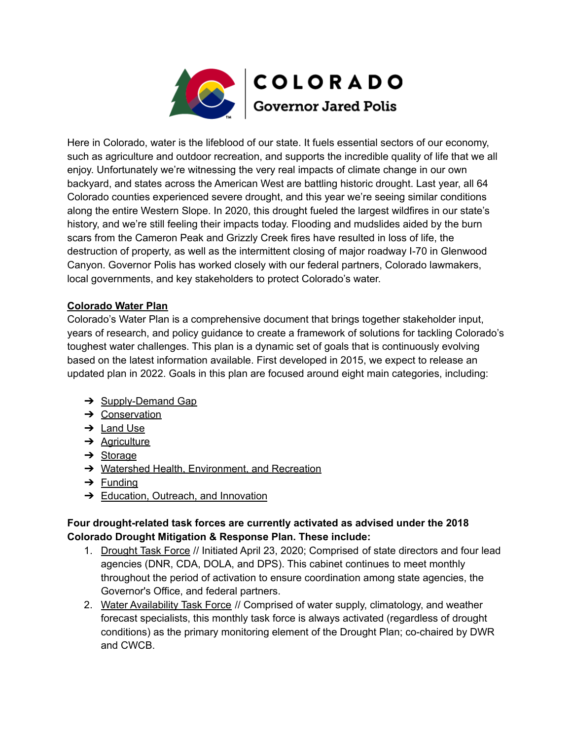COLORADO

Governor Jared Polis

Here in Colorado, water is the lifeblood of our state. It fuels essential sectors of our economy, such as agriculture and outdoor recreation, and supports the incredible quality of life that we all enjoy. Unfortunately we're witnessing the very real impacts of climate change in our own backyard, and states across the American West are battling historic drought. Last year, all 64 Colorado counties experienced severe drought, and this year we're seeing similar conditions along the entire Western Slope. In 2020, this drought fueled the largest wildfires in our state's history, and we're still feeling their impacts today. Flooding and mudslides aided by the burn scars from the Cameron Peak and Grizzly Creek fires have resulted in loss of life, the destruction of property, as well as the intermittent closing of major roadway I-70 in Glenwood Canyon. Governor Polis has worked closely with our federal partners, Colorado lawmakers, local governments, and key stakeholders to protect Colorado's water.

**Colorado Water Plan**

Colorado's Water Plan is a comprehensive document that brings together stakeholder input, years of research, and policy guidance to create a framework of solutions for tackling Colorado's toughest water challenges. This plan is a dynamic set of goals that is continuously evolving based on the latest information available. First developed in 2015, we expect to release an updated plan in 2022. Goals in this plan are focused around eight main categories, including:

- Supply-Demand Gap
- Conservation
- Land Use
- Agriculture
- Storage
- Watershed Health, Environment, and Recreation
- Funding
- Education, Outreach, and Innovation

**Four drought-related task forces are currently activated as advised under the 2018 Colorado Drought Mitigation & Response Plan. These include:**

1. Drought Task Force // Initiated April 23, 2020; Comprised of state directors and four lead agencies (DNR, CDA, DOLA, and DPS). This cabinet continues to meet monthly throughout the period of activation to ensure coordination among state agencies, the Governor's Office, and federal partners.
2. Water Availability Task Force // Comprised of water supply, climatology, and weather forecast specialists, this monthly task force is always activated (regardless of drought conditions) as the primary monitoring element of the Drought Plan; co-chaired by DWR and CWCB.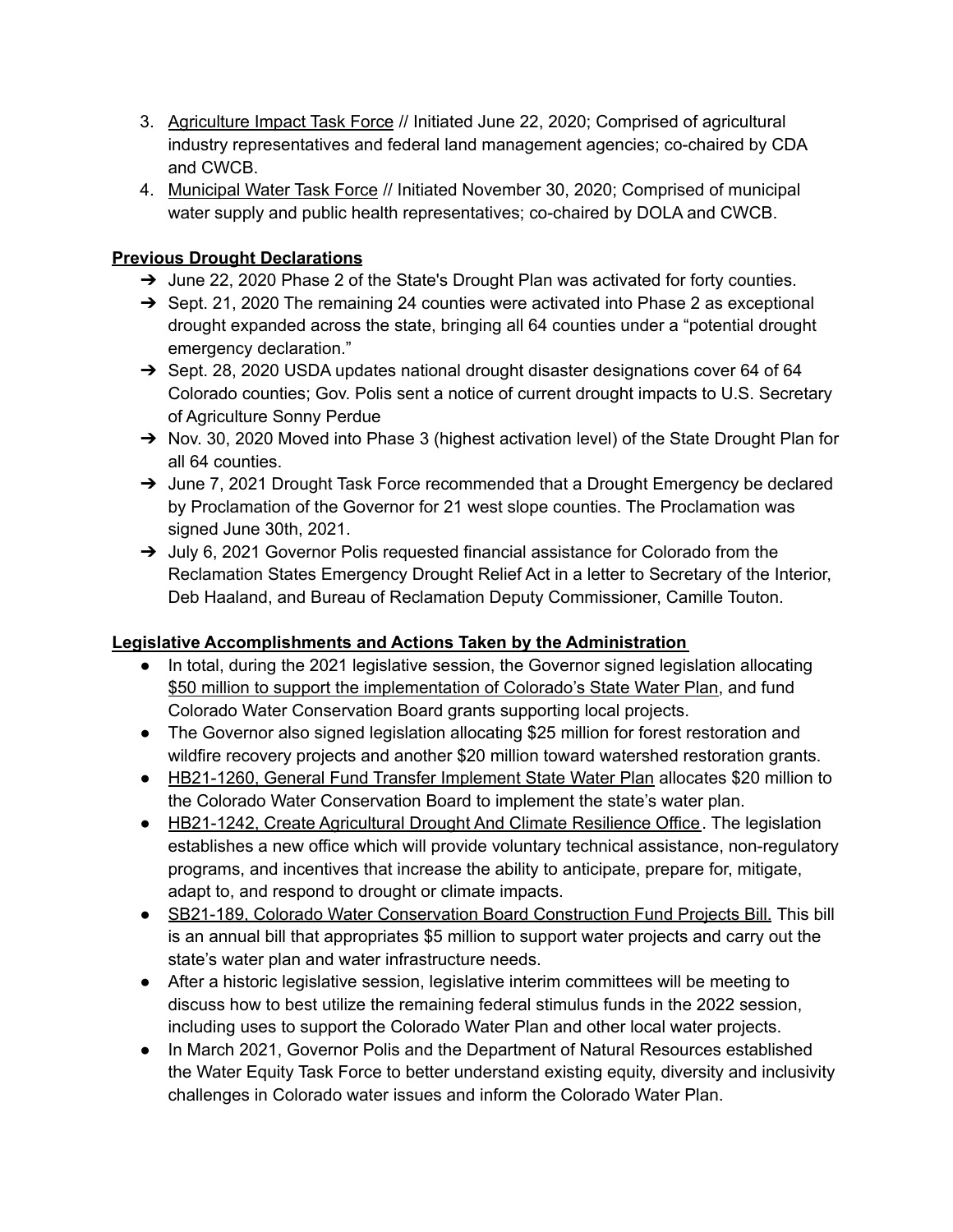3. Agriculture Impact Task Force // Initiated June 22, 2020; Comprised of agricultural industry representatives and federal land management agencies; co-chaired by CDA and CWCB.
4. Municipal Water Task Force // Initiated November 30, 2020; Comprised of municipal water supply and public health representatives; co-chaired by DOLA and CWCB.

**Previous Drought Declarations**

- June 22, 2020 Phase 2 of the State's Drought Plan was activated for forty counties.
- Sept. 21, 2020 The remaining 24 counties were activated into Phase 2 as exceptional drought expanded across the state, bringing all 64 counties under a "potential drought emergency declaration."
- Sept. 28, 2020 USDA updates national drought disaster designations cover 64 of 64 Colorado counties; Gov. Polis sent a notice of current drought impacts to U.S. Secretary of Agriculture Sonny Perdue
- Nov. 30, 2020 Moved into Phase 3 (highest activation level) of the State Drought Plan for all 64 counties.
- June 7, 2021 Drought Task Force recommended that a Drought Emergency be declared by Proclamation of the Governor for 21 west slope counties. The Proclamation was signed June 30th, 2021.
- July 6, 2021 Governor Polis requested financial assistance for Colorado from the Reclamation States Emergency Drought Relief Act in a letter to Secretary of the Interior, Deb Haaland, and Bureau of Reclamation Deputy Commissioner, Camille Touton.

**Legislative Accomplishments and Actions Taken by the Administration**

- In total, during the 2021 legislative session, the Governor signed legislation allocating $50 million to support the implementation of Colorado's State Water Plan, and fund Colorado Water Conservation Board grants supporting local projects.
- The Governor also signed legislation allocating $25 million for forest restoration and wildfire recovery projects and another $20 million toward watershed restoration grants.
- HB21-1260, General Fund Transfer Implement State Water Plan allocates $20 million to the Colorado Water Conservation Board to implement the state's water plan.
- HB21-1242, Create Agricultural Drought And Climate Resilience Office. The legislation establishes a new office which will provide voluntary technical assistance, non-regulatory programs, and incentives that increase the ability to anticipate, prepare for, mitigate, adapt to, and respond to drought or climate impacts.
- SB21-189, Colorado Water Conservation Board Construction Fund Projects Bill. This bill is an annual bill that appropriates $5 million to support water projects and carry out the state's water plan and water infrastructure needs.
- After a historic legislative session, legislative interim committees will be meeting to discuss how to best utilize the remaining federal stimulus funds in the 2022 session, including uses to support the Colorado Water Plan and other local water projects.
- In March 2021, Governor Polis and the Department of Natural Resources established the Water Equity Task Force to better understand existing equity, diversity and inclusivity challenges in Colorado water issues and inform the Colorado Water Plan.